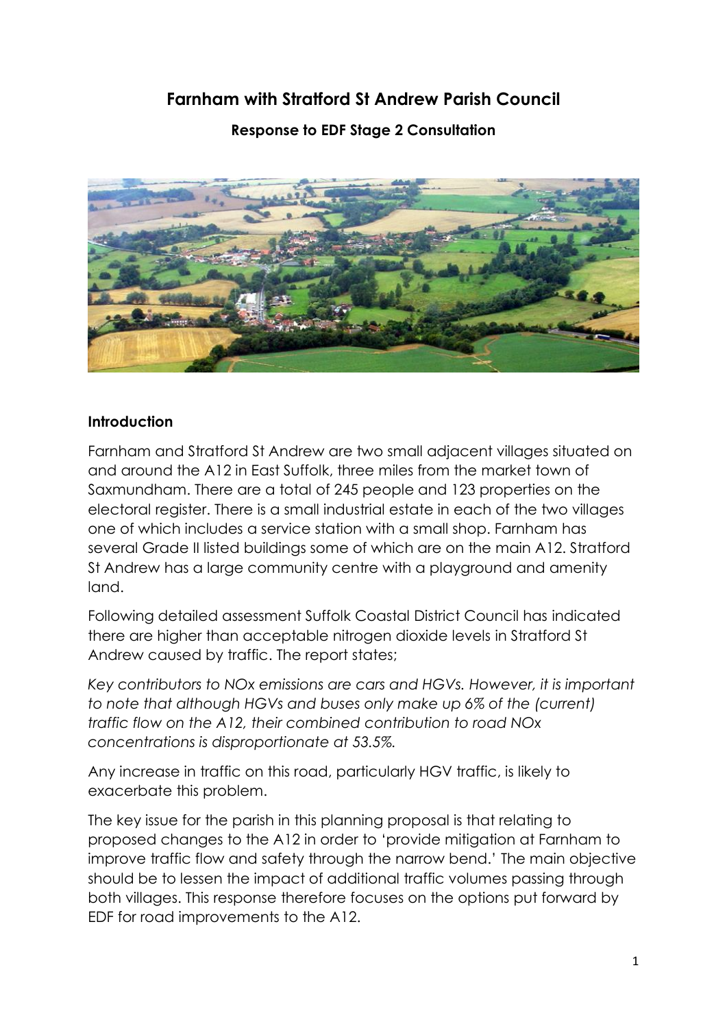# Farnham with Stratford St Andrew Parish Council

## Response to EDF Stage 2 Consultation

### Introduction

Farnham and Stratford St Andrew are two small adjacent villages situated on and around the A12 in East Suffolk, three miles from the market town of Saxmundham. There are a total of 245 people and 123 properties on the electoral register. There is a small industrial estate in each of the two villages one of which includes a service station with a small shop. Farnham has several Grade II listed buildings some of which are on the main A12. Stratford St Andrew has a large community centre with a playground and amenity land.

Following detailed assessment Suffolk Coastal District Council has indicated there are higher than acceptable nitrogen dioxide levels in Stratford St Andrew caused by traffic. The report states;

*Key contributors to NOx emissions are cars and HGVs. However, it is important to note that although HGVs and buses only make up 6% of the (current) traffic flow on the A12, their combined contribution to road NOx concentrations is disproportionate at 53.5%.*

Any increase in traffic on this road, particularly HGV traffic, is likely to exacerbate this problem.

The key issue for the parish in this planning proposal is that relating to proposed changes to the A12 in order to 'provide mitigation at Farnham to improve traffic flow and safety through the narrow bend.' The main objective should be to lessen the impact of additional traffic volumes passing through both villages. This response therefore focuses on the options put forward by EDF for road improvements to the A12.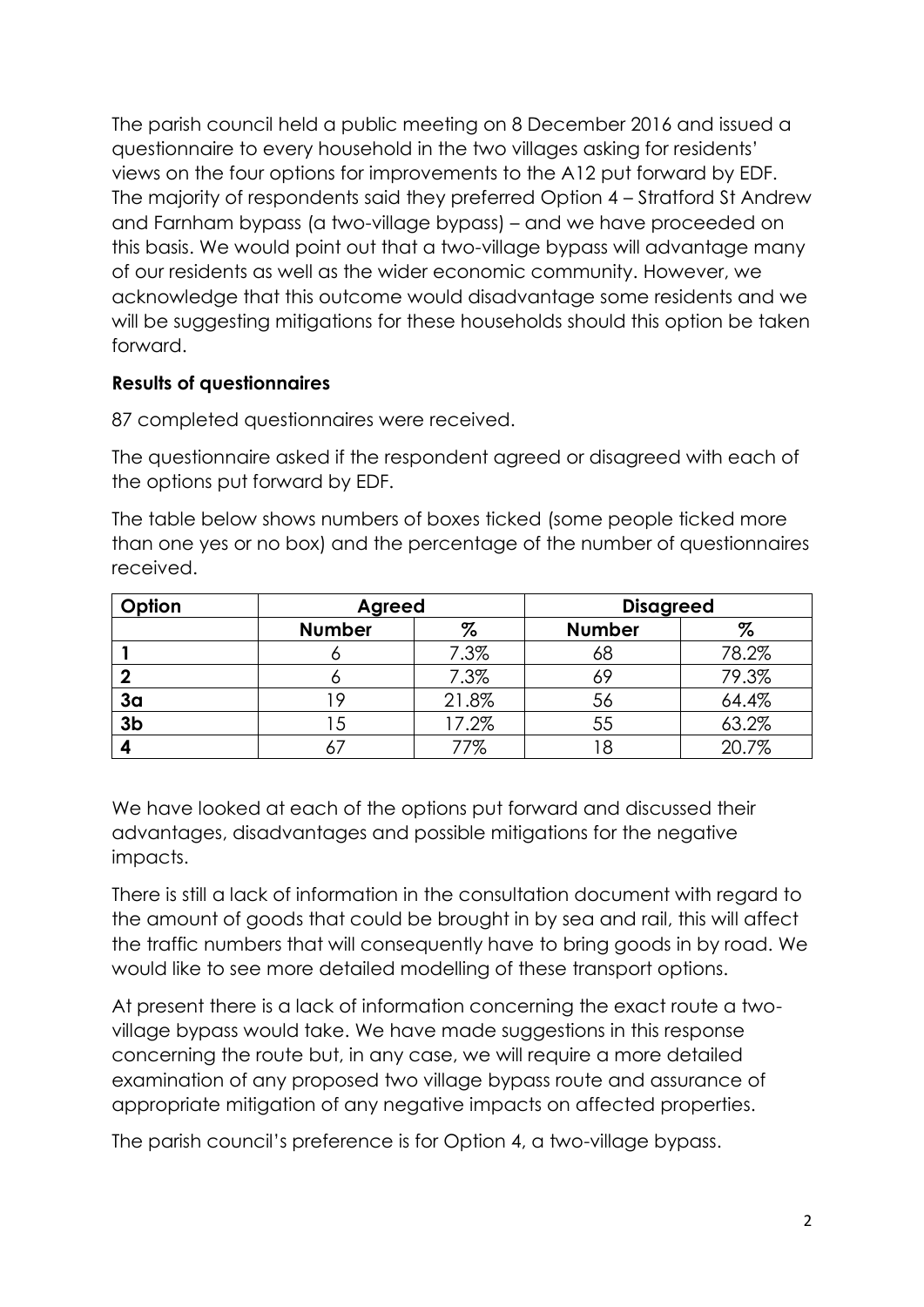The parish council held a public meeting on 8 December 2016 and issued a questionnaire to every household in the two villages asking for residents' views on the four options for improvements to the A12 put forward by EDF. The majority of respondents said they preferred Option 4 – Stratford St Andrew and Farnham bypass (a two-village bypass) – and we have proceeded on this basis. We would point out that a two-village bypass will advantage many of our residents as well as the wider economic community. However, we acknowledge that this outcome would disadvantage some residents and we will be suggesting mitigations for these households should this option be taken forward.

**Results of questionnaires**

87 completed questionnaires were received.

The questionnaire asked if the respondent agreed or disagreed with each of the options put forward by EDF.

The table below shows numbers of boxes ticked (some people ticked more than one yes or no box) and the percentage of the number of questionnaires received.

| Option | Agreed | | Disagreed | |
|---|---|---|---|---|
| | Number | % | Number | % |
| 1 | 6 | 7.3% | 68 | 78.2% |
| 2 | 6 | 7.3% | 69 | 79.3% |
| 3a | 19 | 21.8% | 56 | 64.4% |
| 3b | 15 | 17.2% | 55 | 63.2% |
| 4 | 67 | 77% | 18 | 20.7% |

We have looked at each of the options put forward and discussed their advantages, disadvantages and possible mitigations for the negative impacts.

There is still a lack of information in the consultation document with regard to the amount of goods that could be brought in by sea and rail, this will affect the traffic numbers that will consequently have to bring goods in by road. We would like to see more detailed modelling of these transport options.

At present there is a lack of information concerning the exact route a two-village bypass would take. We have made suggestions in this response concerning the route but, in any case, we will require a more detailed examination of any proposed two village bypass route and assurance of appropriate mitigation of any negative impacts on affected properties.

The parish council's preference is for Option 4, a two-village bypass.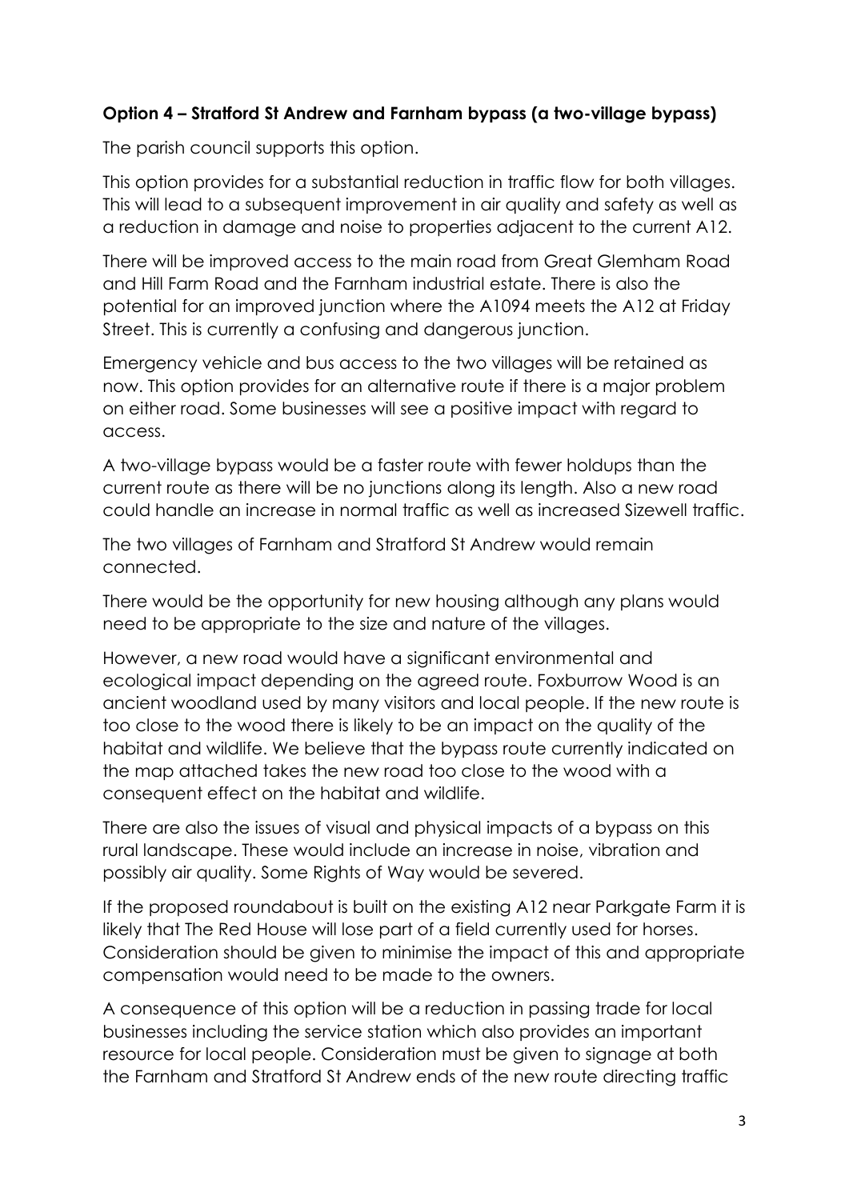**Option 4 – Stratford St Andrew and Farnham bypass (a two-village bypass)**

The parish council supports this option.

This option provides for a substantial reduction in traffic flow for both villages. This will lead to a subsequent improvement in air quality and safety as well as a reduction in damage and noise to properties adjacent to the current A12.

There will be improved access to the main road from Great Glemham Road and Hill Farm Road and the Farnham industrial estate. There is also the potential for an improved junction where the A1094 meets the A12 at Friday Street. This is currently a confusing and dangerous junction.

Emergency vehicle and bus access to the two villages will be retained as now. This option provides for an alternative route if there is a major problem on either road. Some businesses will see a positive impact with regard to access.

A two-village bypass would be a faster route with fewer holdups than the current route as there will be no junctions along its length. Also a new road could handle an increase in normal traffic as well as increased Sizewell traffic.

The two villages of Farnham and Stratford St Andrew would remain connected.

There would be the opportunity for new housing although any plans would need to be appropriate to the size and nature of the villages.

However, a new road would have a significant environmental and ecological impact depending on the agreed route. Foxburrow Wood is an ancient woodland used by many visitors and local people. If the new route is too close to the wood there is likely to be an impact on the quality of the habitat and wildlife. We believe that the bypass route currently indicated on the map attached takes the new road too close to the wood with a consequent effect on the habitat and wildlife.

There are also the issues of visual and physical impacts of a bypass on this rural landscape. These would include an increase in noise, vibration and possibly air quality. Some Rights of Way would be severed.

If the proposed roundabout is built on the existing A12 near Parkgate Farm it is likely that The Red House will lose part of a field currently used for horses. Consideration should be given to minimise the impact of this and appropriate compensation would need to be made to the owners.

A consequence of this option will be a reduction in passing trade for local businesses including the service station which also provides an important resource for local people. Consideration must be given to signage at both the Farnham and Stratford St Andrew ends of the new route directing traffic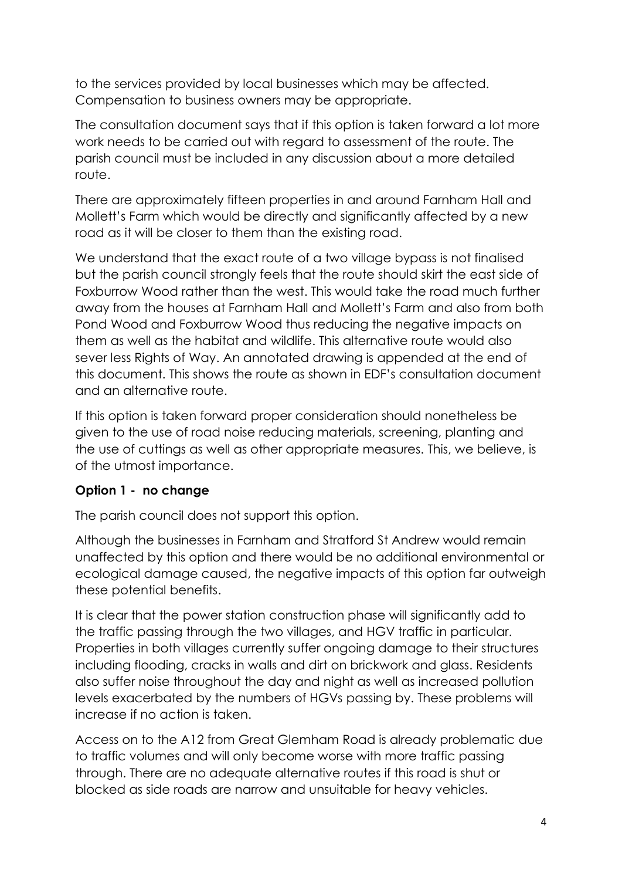to the services provided by local businesses which may be affected. Compensation to business owners may be appropriate.

The consultation document says that if this option is taken forward a lot more work needs to be carried out with regard to assessment of the route. The parish council must be included in any discussion about a more detailed route.

There are approximately fifteen properties in and around Farnham Hall and Mollett's Farm which would be directly and significantly affected by a new road as it will be closer to them than the existing road.

We understand that the exact route of a two village bypass is not finalised but the parish council strongly feels that the route should skirt the east side of Foxburrow Wood rather than the west. This would take the road much further away from the houses at Farnham Hall and Mollett's Farm and also from both Pond Wood and Foxburrow Wood thus reducing the negative impacts on them as well as the habitat and wildlife. This alternative route would also sever less Rights of Way. An annotated drawing is appended at the end of this document. This shows the route as shown in EDF's consultation document and an alternative route.

If this option is taken forward proper consideration should nonetheless be given to the use of road noise reducing materials, screening, planting and the use of cuttings as well as other appropriate measures. This, we believe, is of the utmost importance.

**Option 1 - no change**

The parish council does not support this option.

Although the businesses in Farnham and Stratford St Andrew would remain unaffected by this option and there would be no additional environmental or ecological damage caused, the negative impacts of this option far outweigh these potential benefits.

It is clear that the power station construction phase will significantly add to the traffic passing through the two villages, and HGV traffic in particular. Properties in both villages currently suffer ongoing damage to their structures including flooding, cracks in walls and dirt on brickwork and glass. Residents also suffer noise throughout the day and night as well as increased pollution levels exacerbated by the numbers of HGVs passing by. These problems will increase if no action is taken.

Access on to the A12 from Great Glemham Road is already problematic due to traffic volumes and will only become worse with more traffic passing through. There are no adequate alternative routes if this road is shut or blocked as side roads are narrow and unsuitable for heavy vehicles.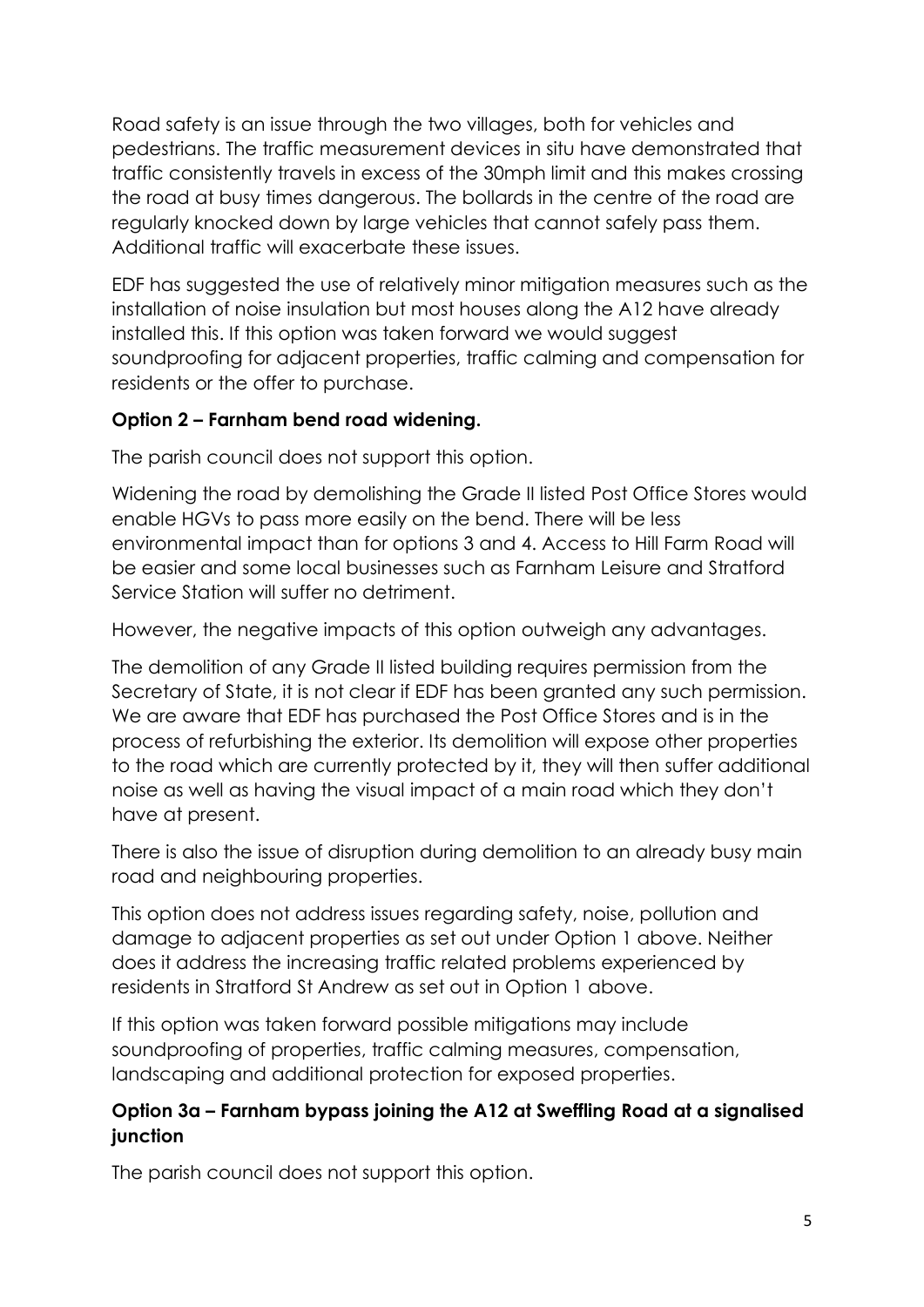Road safety is an issue through the two villages, both for vehicles and pedestrians. The traffic measurement devices in situ have demonstrated that traffic consistently travels in excess of the 30mph limit and this makes crossing the road at busy times dangerous. The bollards in the centre of the road are regularly knocked down by large vehicles that cannot safely pass them. Additional traffic will exacerbate these issues.

EDF has suggested the use of relatively minor mitigation measures such as the installation of noise insulation but most houses along the A12 have already installed this. If this option was taken forward we would suggest soundproofing for adjacent properties, traffic calming and compensation for residents or the offer to purchase.

**Option 2 – Farnham bend road widening.**

The parish council does not support this option.

Widening the road by demolishing the Grade II listed Post Office Stores would enable HGVs to pass more easily on the bend. There will be less environmental impact than for options 3 and 4. Access to Hill Farm Road will be easier and some local businesses such as Farnham Leisure and Stratford Service Station will suffer no detriment.

However, the negative impacts of this option outweigh any advantages.

The demolition of any Grade II listed building requires permission from the Secretary of State, it is not clear if EDF has been granted any such permission. We are aware that EDF has purchased the Post Office Stores and is in the process of refurbishing the exterior. Its demolition will expose other properties to the road which are currently protected by it, they will then suffer additional noise as well as having the visual impact of a main road which they don't have at present.

There is also the issue of disruption during demolition to an already busy main road and neighbouring properties.

This option does not address issues regarding safety, noise, pollution and damage to adjacent properties as set out under Option 1 above. Neither does it address the increasing traffic related problems experienced by residents in Stratford St Andrew as set out in Option 1 above.

If this option was taken forward possible mitigations may include soundproofing of properties, traffic calming measures, compensation, landscaping and additional protection for exposed properties.

**Option 3a – Farnham bypass joining the A12 at Sweffling Road at a signalised junction**

The parish council does not support this option.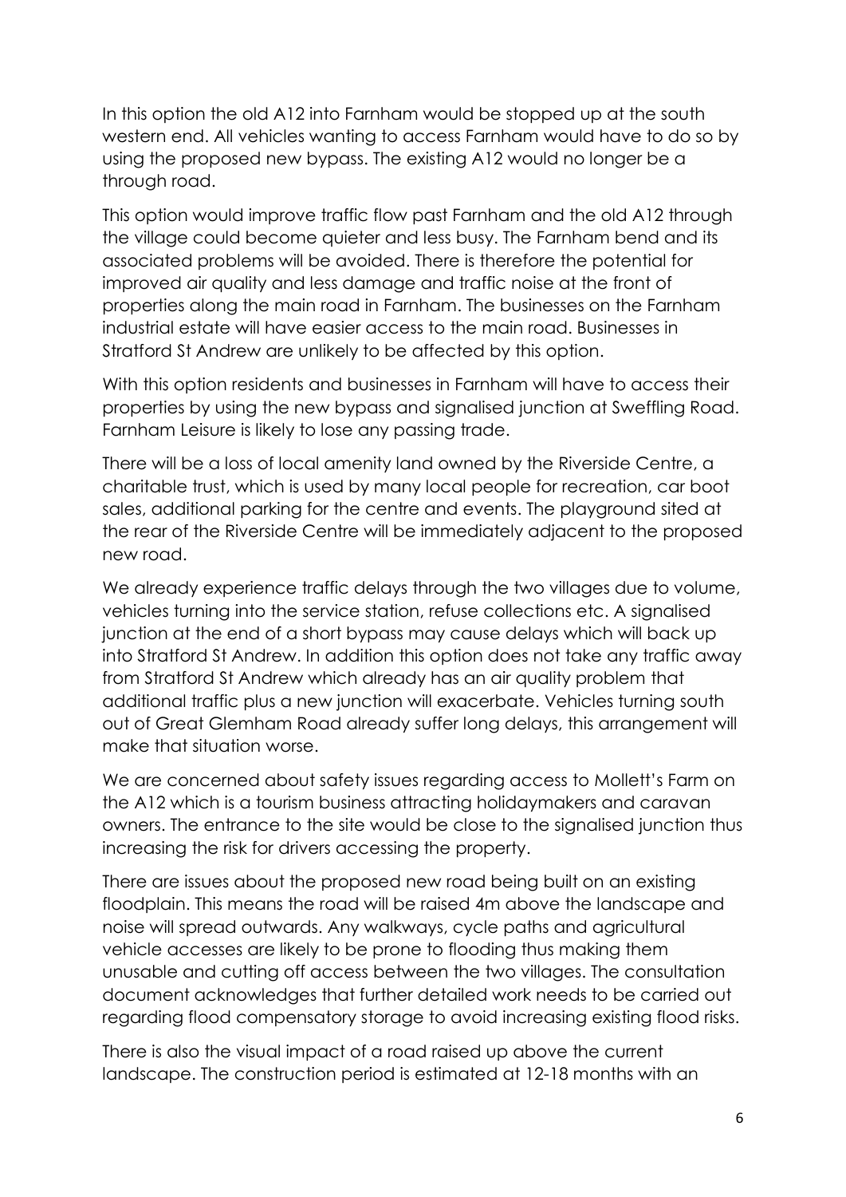In this option the old A12 into Farnham would be stopped up at the south western end. All vehicles wanting to access Farnham would have to do so by using the proposed new bypass. The existing A12 would no longer be a through road.

This option would improve traffic flow past Farnham and the old A12 through the village could become quieter and less busy. The Farnham bend and its associated problems will be avoided. There is therefore the potential for improved air quality and less damage and traffic noise at the front of properties along the main road in Farnham. The businesses on the Farnham industrial estate will have easier access to the main road. Businesses in Stratford St Andrew are unlikely to be affected by this option.

With this option residents and businesses in Farnham will have to access their properties by using the new bypass and signalised junction at Sweffling Road. Farnham Leisure is likely to lose any passing trade.

There will be a loss of local amenity land owned by the Riverside Centre, a charitable trust, which is used by many local people for recreation, car boot sales, additional parking for the centre and events. The playground sited at the rear of the Riverside Centre will be immediately adjacent to the proposed new road.

We already experience traffic delays through the two villages due to volume, vehicles turning into the service station, refuse collections etc. A signalised junction at the end of a short bypass may cause delays which will back up into Stratford St Andrew. In addition this option does not take any traffic away from Stratford St Andrew which already has an air quality problem that additional traffic plus a new junction will exacerbate. Vehicles turning south out of Great Glemham Road already suffer long delays, this arrangement will make that situation worse.

We are concerned about safety issues regarding access to Mollett's Farm on the A12 which is a tourism business attracting holidaymakers and caravan owners. The entrance to the site would be close to the signalised junction thus increasing the risk for drivers accessing the property.

There are issues about the proposed new road being built on an existing floodplain. This means the road will be raised 4m above the landscape and noise will spread outwards. Any walkways, cycle paths and agricultural vehicle accesses are likely to be prone to flooding thus making them unusable and cutting off access between the two villages. The consultation document acknowledges that further detailed work needs to be carried out regarding flood compensatory storage to avoid increasing existing flood risks.

There is also the visual impact of a road raised up above the current landscape. The construction period is estimated at 12-18 months with an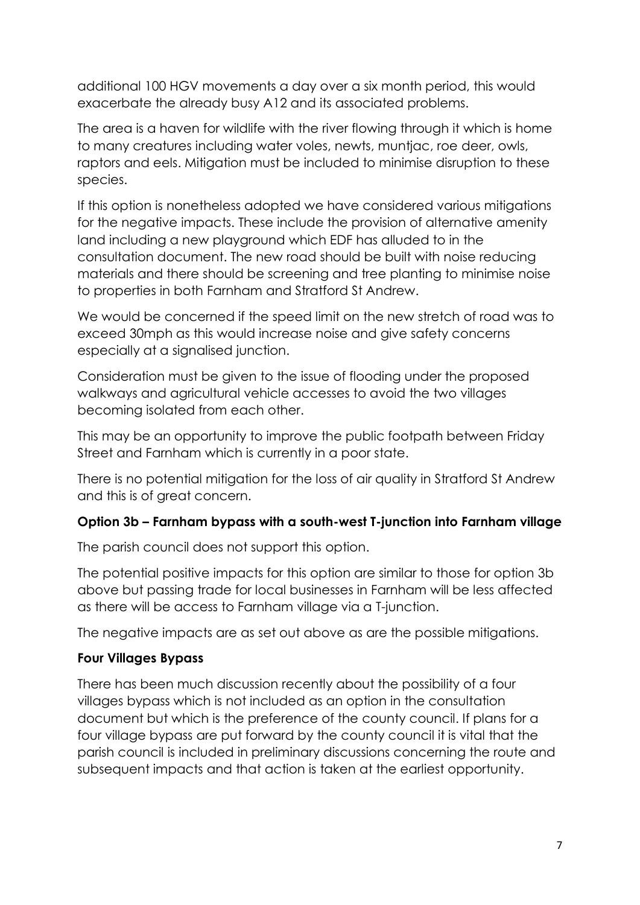additional 100 HGV movements a day over a six month period, this would exacerbate the already busy A12 and its associated problems.

The area is a haven for wildlife with the river flowing through it which is home to many creatures including water voles, newts, muntjac, roe deer, owls, raptors and eels. Mitigation must be included to minimise disruption to these species.

If this option is nonetheless adopted we have considered various mitigations for the negative impacts. These include the provision of alternative amenity land including a new playground which EDF has alluded to in the consultation document. The new road should be built with noise reducing materials and there should be screening and tree planting to minimise noise to properties in both Farnham and Stratford St Andrew.

We would be concerned if the speed limit on the new stretch of road was to exceed 30mph as this would increase noise and give safety concerns especially at a signalised junction.

Consideration must be given to the issue of flooding under the proposed walkways and agricultural vehicle accesses to avoid the two villages becoming isolated from each other.

This may be an opportunity to improve the public footpath between Friday Street and Farnham which is currently in a poor state.

There is no potential mitigation for the loss of air quality in Stratford St Andrew and this is of great concern.

**Option 3b – Farnham bypass with a south-west T-junction into Farnham village**

The parish council does not support this option.

The potential positive impacts for this option are similar to those for option 3b above but passing trade for local businesses in Farnham will be less affected as there will be access to Farnham village via a T-junction.

The negative impacts are as set out above as are the possible mitigations.

**Four Villages Bypass**

There has been much discussion recently about the possibility of a four villages bypass which is not included as an option in the consultation document but which is the preference of the county council. If plans for a four village bypass are put forward by the county council it is vital that the parish council is included in preliminary discussions concerning the route and subsequent impacts and that action is taken at the earliest opportunity.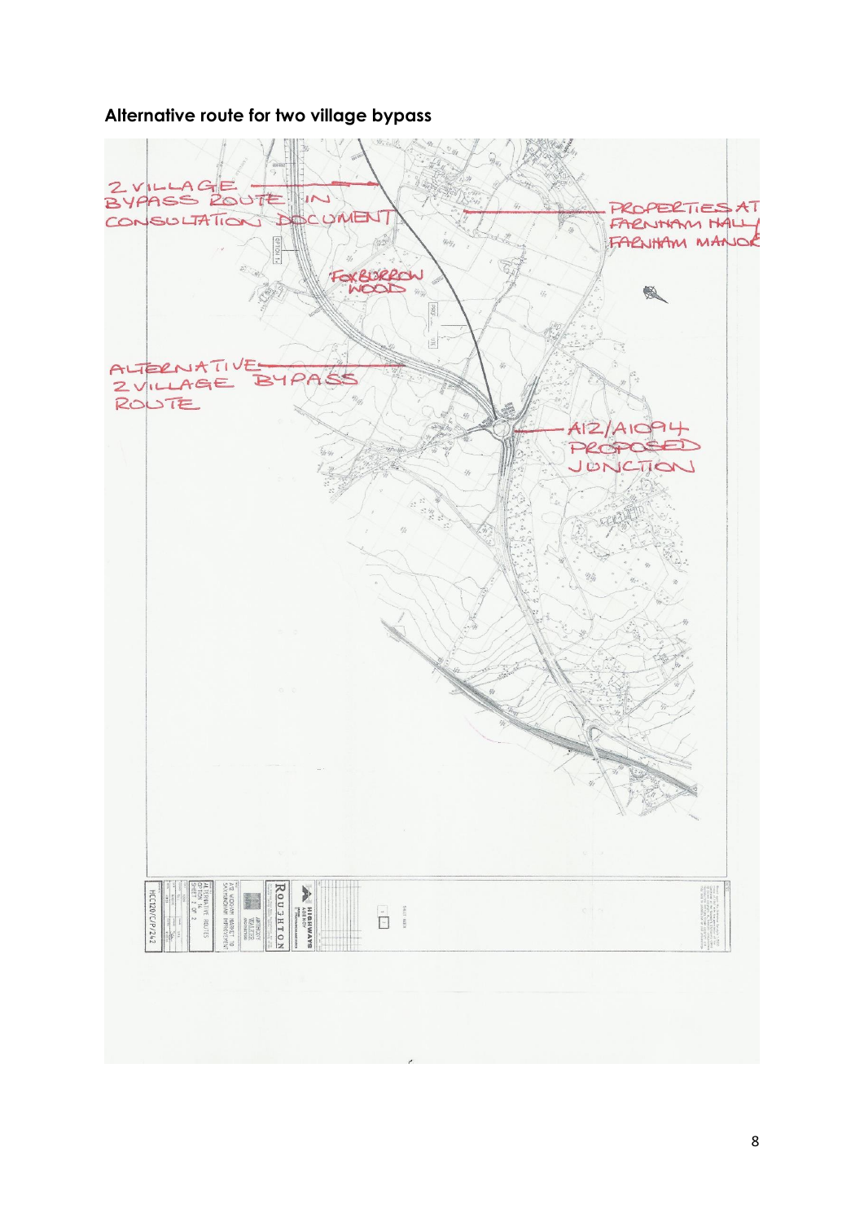**Alternative route for two village bypass**

2 VILLAGE BYPASS ROUTE IN CONSULTATION DOCUMENT

PROPERTIES AT FARNHAM HALL / FARNHAM MANOR

FOXBURROW WOOD

ALTERNATIVE 2 VILLAGE BYPASS ROUTE

A12/A1094 PROPOSED JUNCTION

HIGHWAYS AGENCY

ROUGHTON

A12 WICKHAM MARKET TO SAXMUNDHAM IMPROVEMENT

ALTERNATIVE ROUTES OPTION 1A SHEET 2 OF 2

HCC120/C/P/242